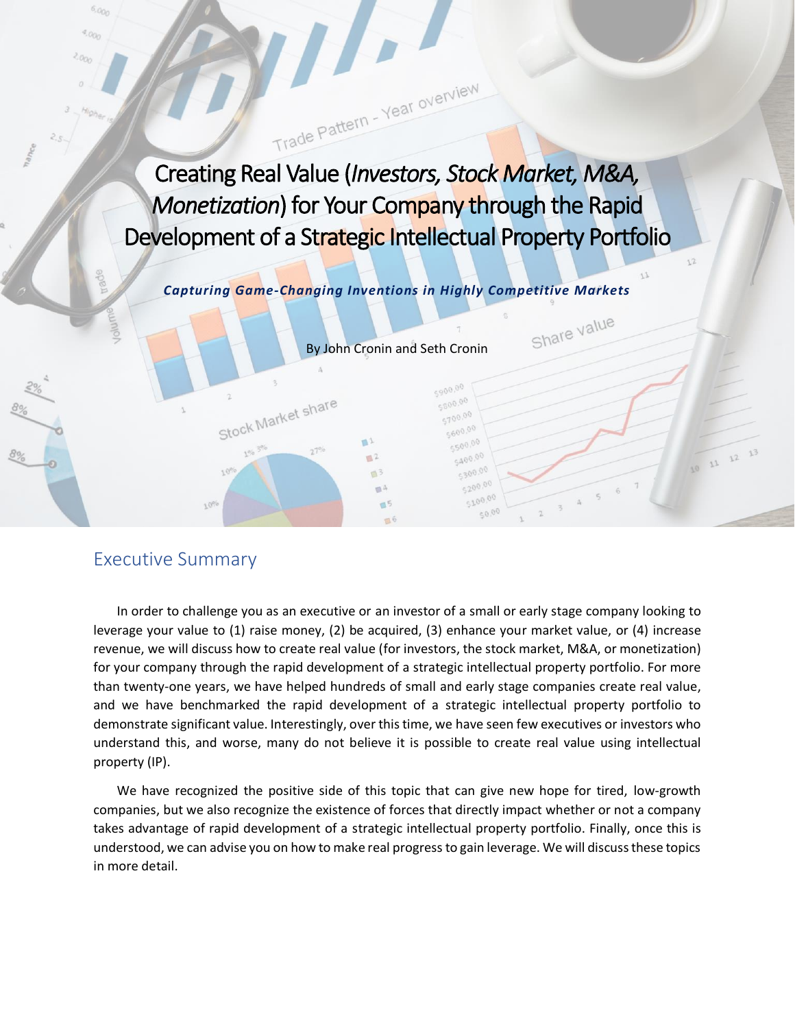# Creating Real Value (*Investors, Stock Market, M&A, Monetization*) for Your Company through the Rapid Development of a Strategic Intellectual Property Portfolio

***Capturing Game-Changing Inventions in Highly Competitive Markets***

By John Cronin and Seth Cronin

## Executive Summary

In order to challenge you as an executive or an investor of a small or early stage company looking to leverage your value to (1) raise money, (2) be acquired, (3) enhance your market value, or (4) increase revenue, we will discuss how to create real value (for investors, the stock market, M&A, or monetization) for your company through the rapid development of a strategic intellectual property portfolio. For more than twenty-one years, we have helped hundreds of small and early stage companies create real value, and we have benchmarked the rapid development of a strategic intellectual property portfolio to demonstrate significant value. Interestingly, over this time, we have seen few executives or investors who understand this, and worse, many do not believe it is possible to create real value using intellectual property (IP).

We have recognized the positive side of this topic that can give new hope for tired, low-growth companies, but we also recognize the existence of forces that directly impact whether or not a company takes advantage of rapid development of a strategic intellectual property portfolio. Finally, once this is understood, we can advise you on how to make real progress to gain leverage. We will discuss these topics in more detail.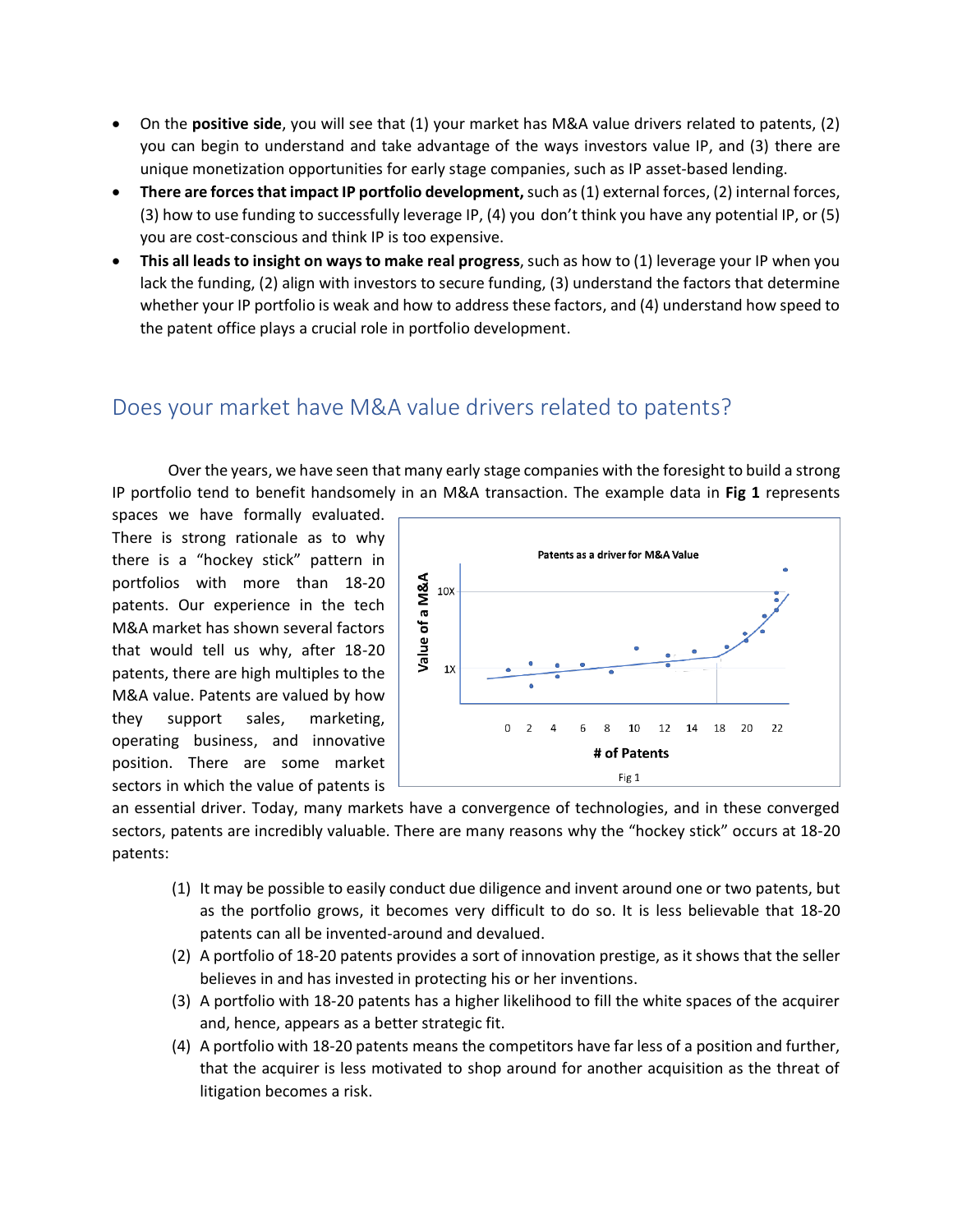- On the **positive side**, you will see that (1) your market has M&A value drivers related to patents, (2) you can begin to understand and take advantage of the ways investors value IP, and (3) there are unique monetization opportunities for early stage companies, such as IP asset-based lending.
- **There are forces that impact IP portfolio development,** such as (1) external forces, (2) internal forces, (3) how to use funding to successfully leverage IP, (4) you don't think you have any potential IP, or (5) you are cost-conscious and think IP is too expensive.
- **This all leads to insight on ways to make real progress**, such as how to (1) leverage your IP when you lack the funding, (2) align with investors to secure funding, (3) understand the factors that determine whether your IP portfolio is weak and how to address these factors, and (4) understand how speed to the patent office plays a crucial role in portfolio development.

## Does your market have M&A value drivers related to patents?

Over the years, we have seen that many early stage companies with the foresight to build a strong IP portfolio tend to benefit handsomely in an M&A transaction. The example data in **Fig 1** represents spaces we have formally evaluated. There is strong rationale as to why there is a "hockey stick" pattern in portfolios with more than 18-20 patents. Our experience in the tech M&A market has shown several factors that would tell us why, after 18-20 patents, there are high multiples to the M&A value. Patents are valued by how they support sales, marketing, operating business, and innovative position. There are some market sectors in which the value of patents is an essential driver. Today, many markets have a convergence of technologies, and in these converged sectors, patents are incredibly valuable. There are many reasons why the "hockey stick" occurs at 18-20 patents:

Patents as a driver for M&A Value

Value of a M&A: 1X, 10X

# of Patents: 0, 2, 4, 6, 8, 10, 12, 14, 18, 20, 22

Fig 1

1. It may be possible to easily conduct due diligence and invent around one or two patents, but as the portfolio grows, it becomes very difficult to do so. It is less believable that 18-20 patents can all be invented-around and devalued.
2. A portfolio of 18-20 patents provides a sort of innovation prestige, as it shows that the seller believes in and has invested in protecting his or her inventions.
3. A portfolio with 18-20 patents has a higher likelihood to fill the white spaces of the acquirer and, hence, appears as a better strategic fit.
4. A portfolio with 18-20 patents means the competitors have far less of a position and further, that the acquirer is less motivated to shop around for another acquisition as the threat of litigation becomes a risk.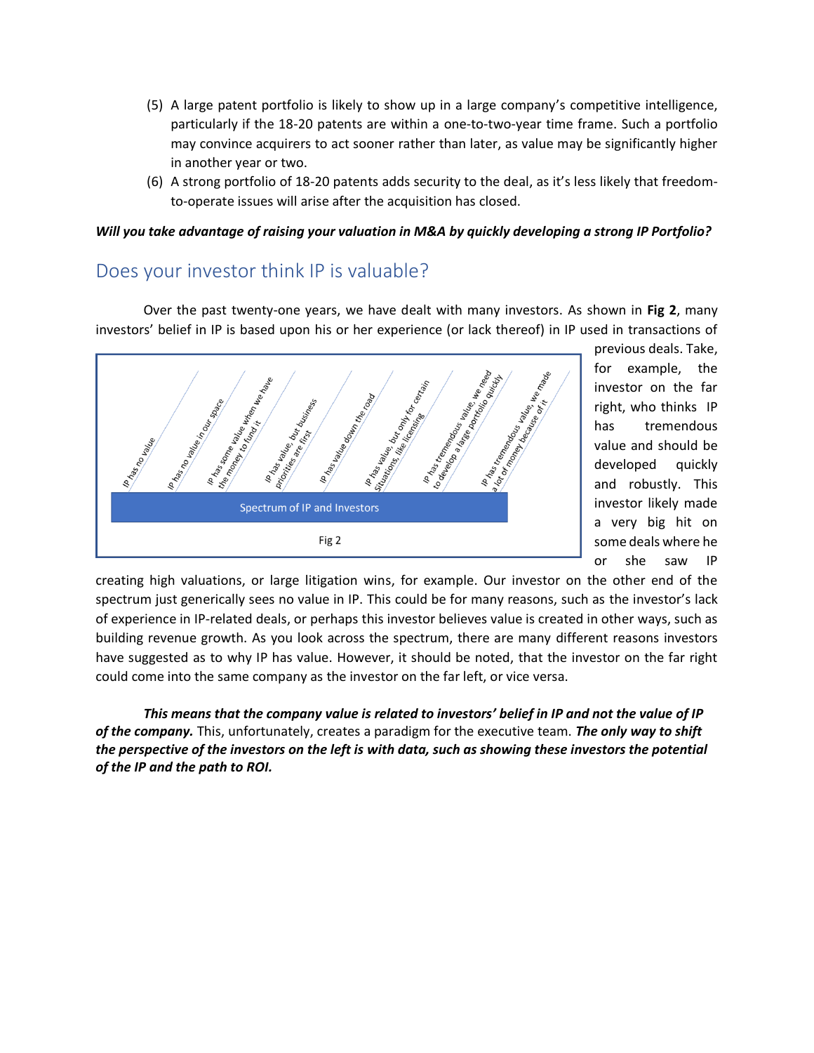(5) A large patent portfolio is likely to show up in a large company's competitive intelligence, particularly if the 18-20 patents are within a one-to-two-year time frame. Such a portfolio may convince acquirers to act sooner rather than later, as value may be significantly higher in another year or two.

(6) A strong portfolio of 18-20 patents adds security to the deal, as it's less likely that freedom-to-operate issues will arise after the acquisition has closed.

***Will you take advantage of raising your valuation in M&A by quickly developing a strong IP Portfolio?***

## Does your investor think IP is valuable?

Over the past twenty-one years, we have dealt with many investors. As shown in **Fig 2**, many investors' belief in IP is based upon his or her experience (or lack thereof) in IP used in transactions of previous deals. Take, for example, the investor on the far right, who thinks IP has tremendous value and should be developed quickly and robustly. This investor likely made a very big hit on some deals where he or she saw IP creating high valuations, or large litigation wins, for example. Our investor on the other end of the spectrum just generically sees no value in IP. This could be for many reasons, such as the investor's lack of experience in IP-related deals, or perhaps this investor believes value is created in other ways, such as building revenue growth. As you look across the spectrum, there are many different reasons investors have suggested as to why IP has value. However, it should be noted, that the investor on the far right could come into the same company as the investor on the far left, or vice versa.

IP has no value | IP has no value in our space | IP has some value when we have the money to fund it | IP has value, but business priorities are first | IP has value down the road | IP has value, but only for certain Situations, like licensing | IP has tremendous value, we need to develop a large portfolio quickly | IP has tremendous value, we made a lot of money because of it

Spectrum of IP and Investors

Fig 2

***This means that the company value is related to investors' belief in IP and not the value of IP of the company.*** This, unfortunately, creates a paradigm for the executive team. ***The only way to shift the perspective of the investors on the left is with data, such as showing these investors the potential of the IP and the path to ROI.***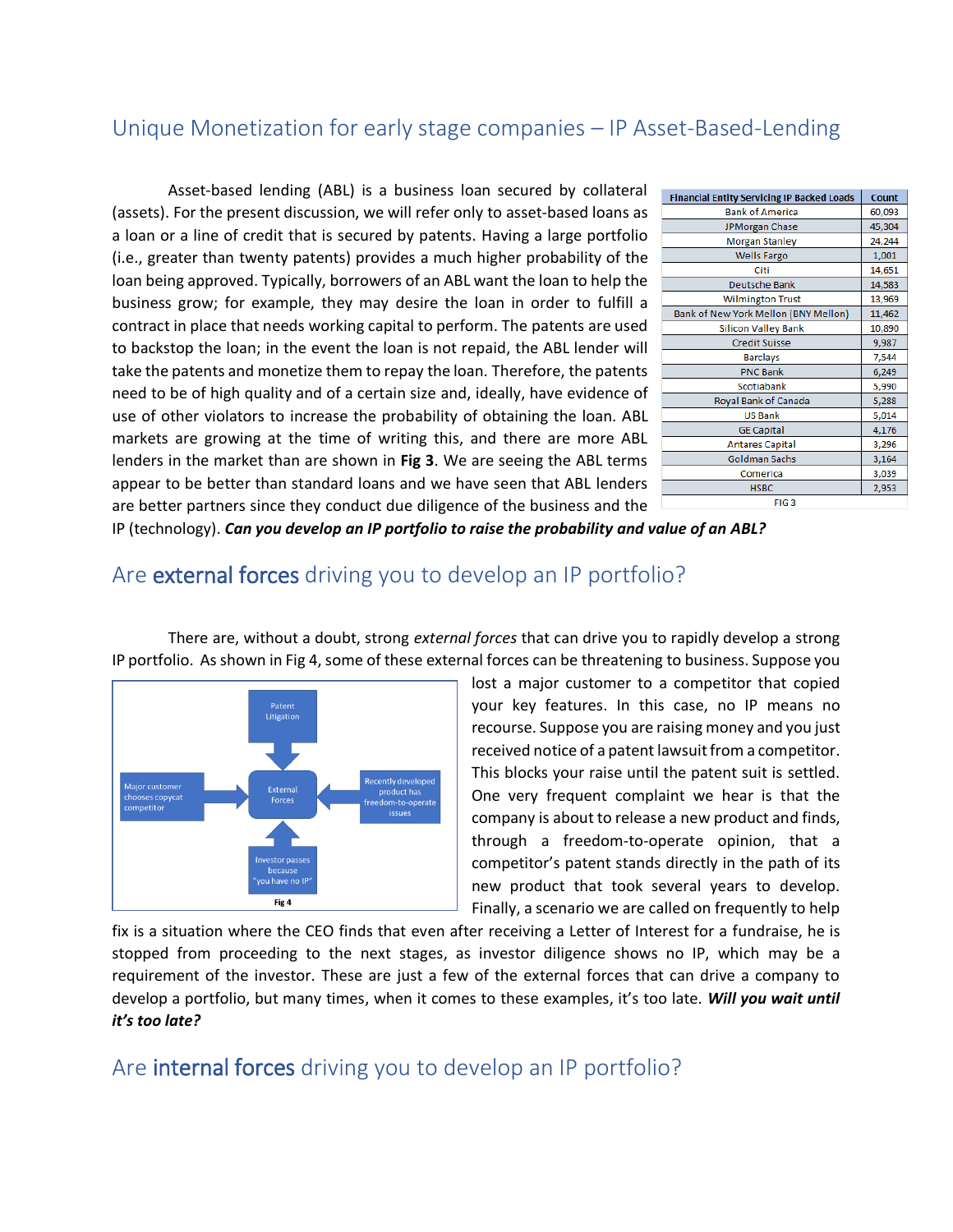## Unique Monetization for early stage companies – IP Asset-Based-Lending

Asset-based lending (ABL) is a business loan secured by collateral (assets). For the present discussion, we will refer only to asset-based loans as a loan or a line of credit that is secured by patents. Having a large portfolio (i.e., greater than twenty patents) provides a much higher probability of the loan being approved. Typically, borrowers of an ABL want the loan to help the business grow; for example, they may desire the loan in order to fulfill a contract in place that needs working capital to perform. The patents are used to backstop the loan; in the event the loan is not repaid, the ABL lender will take the patents and monetize them to repay the loan. Therefore, the patents need to be of high quality and of a certain size and, ideally, have evidence of use of other violators to increase the probability of obtaining the loan. ABL markets are growing at the time of writing this, and there are more ABL lenders in the market than are shown in **Fig 3**. We are seeing the ABL terms appear to be better than standard loans and we have seen that ABL lenders are better partners since they conduct due diligence of the business and the IP (technology). ***Can you develop an IP portfolio to raise the probability and value of an ABL?***

| Financial Entity Servicing IP Backed Loads | Count |
|---|---|
| Bank of America | 60,093 |
| JPMorgan Chase | 45,304 |
| Morgan Stanley | 24,244 |
| Wells Fargo | 1,001 |
| Citi | 14,651 |
| Deutsche Bank | 14,583 |
| Wilmington Trust | 13,969 |
| Bank of New York Mellon (BNY Mellon) | 11,462 |
| Silicon Valley Bank | 10,890 |
| Credit Suisse | 9,987 |
| Barclays | 7,544 |
| PNC Bank | 6,249 |
| Scotiabank | 5,990 |
| Royal Bank of Canada | 5,288 |
| US Bank | 5,014 |
| GE Capital | 4,176 |
| Antares Capital | 3,296 |
| Goldman Sachs | 3,164 |
| Comerica | 3,039 |
| HSBC | 2,953 |

FIG 3

## Are external forces driving you to develop an IP portfolio?

There are, without a doubt, strong *external forces* that can drive you to rapidly develop a strong IP portfolio. As shown in Fig 4, some of these external forces can be threatening to business. Suppose you lost a major customer to a competitor that copied your key features. In this case, no IP means no recourse. Suppose you are raising money and you just received notice of a patent lawsuit from a competitor. This blocks your raise until the patent suit is settled. One very frequent complaint we hear is that the company is about to release a new product and finds, through a freedom-to-operate opinion, that a competitor's patent stands directly in the path of its new product that took several years to develop. Finally, a scenario we are called on frequently to help fix is a situation where the CEO finds that even after receiving a Letter of Interest for a fundraise, he is stopped from proceeding to the next stages, as investor diligence shows no IP, which may be a requirement of the investor. These are just a few of the external forces that can drive a company to develop a portfolio, but many times, when it comes to these examples, it's too late. ***Will you wait until it's too late?***

Patent Litigation

Major customer chooses copycat competitor

External Forces

Recently developed product has freedom-to-operate issues

Investor passes because "you have no IP"

Fig 4

## Are internal forces driving you to develop an IP portfolio?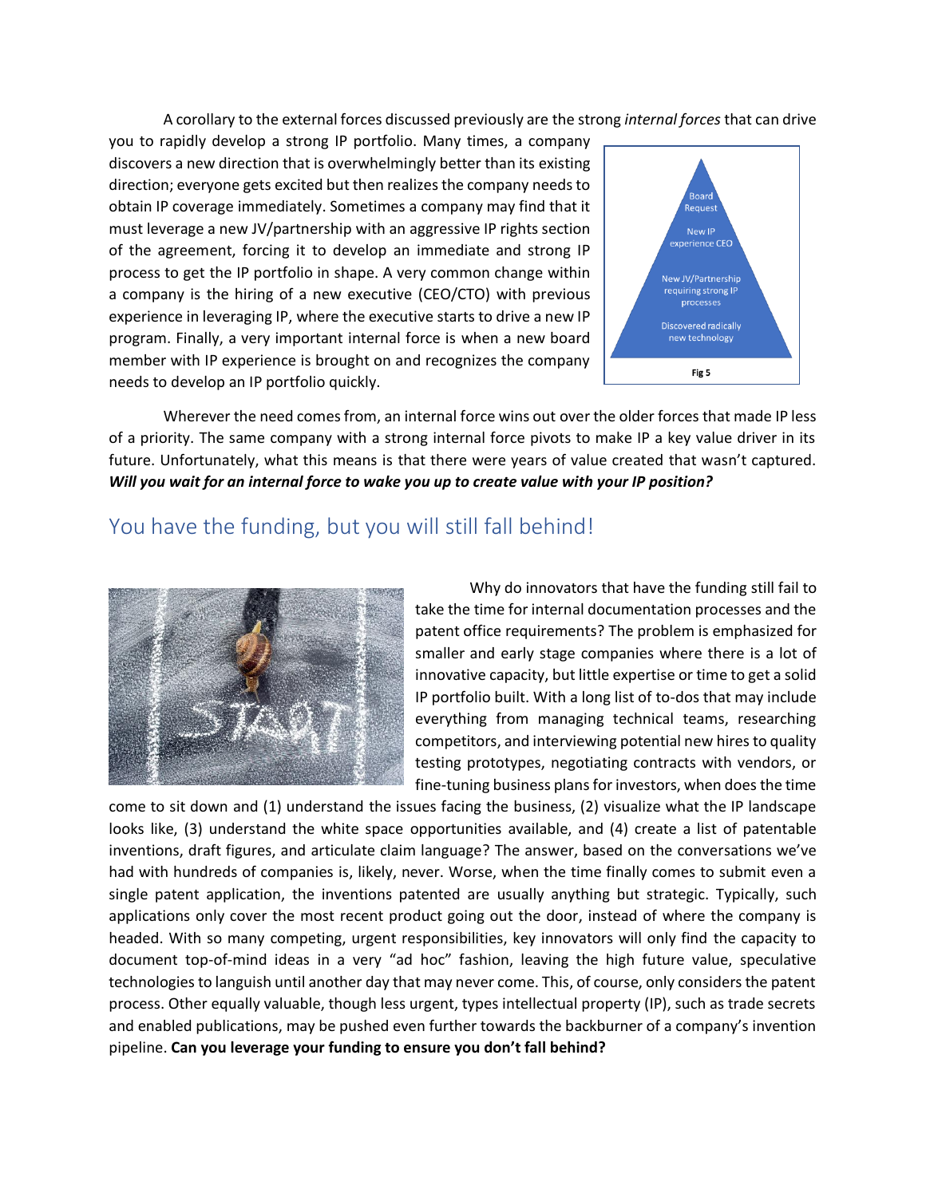A corollary to the external forces discussed previously are the strong *internal forces* that can drive you to rapidly develop a strong IP portfolio. Many times, a company discovers a new direction that is overwhelmingly better than its existing direction; everyone gets excited but then realizes the company needs to obtain IP coverage immediately. Sometimes a company may find that it must leverage a new JV/partnership with an aggressive IP rights section of the agreement, forcing it to develop an immediate and strong IP process to get the IP portfolio in shape. A very common change within a company is the hiring of a new executive (CEO/CTO) with previous experience in leveraging IP, where the executive starts to drive a new IP program. Finally, a very important internal force is when a new board member with IP experience is brought on and recognizes the company needs to develop an IP portfolio quickly.

Board Request

New IP experience CEO

New JV/Partnership requiring strong IP processes

Discovered radically new technology

Fig 5

Wherever the need comes from, an internal force wins out over the older forces that made IP less of a priority. The same company with a strong internal force pivots to make IP a key value driver in its future. Unfortunately, what this means is that there were years of value created that wasn't captured. ***Will you wait for an internal force to wake you up to create value with your IP position?***

## You have the funding, but you will still fall behind!

Why do innovators that have the funding still fail to take the time for internal documentation processes and the patent office requirements? The problem is emphasized for smaller and early stage companies where there is a lot of innovative capacity, but little expertise or time to get a solid IP portfolio built. With a long list of to-dos that may include everything from managing technical teams, researching competitors, and interviewing potential new hires to quality testing prototypes, negotiating contracts with vendors, or fine-tuning business plans for investors, when does the time come to sit down and (1) understand the issues facing the business, (2) visualize what the IP landscape looks like, (3) understand the white space opportunities available, and (4) create a list of patentable inventions, draft figures, and articulate claim language? The answer, based on the conversations we've had with hundreds of companies is, likely, never. Worse, when the time finally comes to submit even a single patent application, the inventions patented are usually anything but strategic. Typically, such applications only cover the most recent product going out the door, instead of where the company is headed. With so many competing, urgent responsibilities, key innovators will only find the capacity to document top-of-mind ideas in a very "ad hoc" fashion, leaving the high future value, speculative technologies to languish until another day that may never come. This, of course, only considers the patent process. Other equally valuable, though less urgent, types intellectual property (IP), such as trade secrets and enabled publications, may be pushed even further towards the backburner of a company's invention pipeline. **Can you leverage your funding to ensure you don't fall behind?**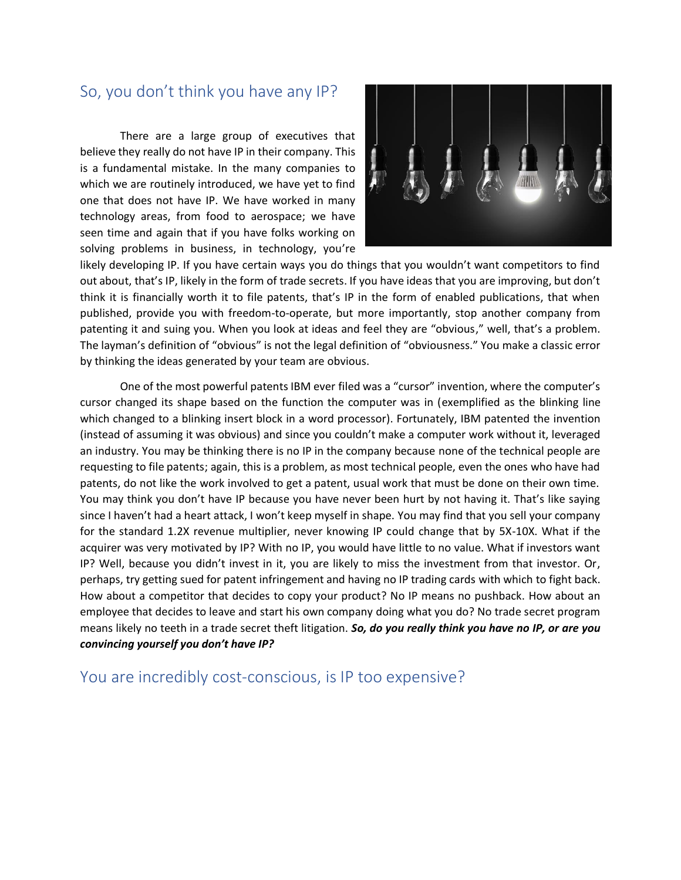## So, you don't think you have any IP?

There are a large group of executives that believe they really do not have IP in their company. This is a fundamental mistake. In the many companies to which we are routinely introduced, we have yet to find one that does not have IP. We have worked in many technology areas, from food to aerospace; we have seen time and again that if you have folks working on solving problems in business, in technology, you're likely developing IP. If you have certain ways you do things that you wouldn't want competitors to find out about, that's IP, likely in the form of trade secrets. If you have ideas that you are improving, but don't think it is financially worth it to file patents, that's IP in the form of enabled publications, that when published, provide you with freedom-to-operate, but more importantly, stop another company from patenting it and suing you. When you look at ideas and feel they are "obvious," well, that's a problem. The layman's definition of "obvious" is not the legal definition of "obviousness." You make a classic error by thinking the ideas generated by your team are obvious.

One of the most powerful patents IBM ever filed was a "cursor" invention, where the computer's cursor changed its shape based on the function the computer was in (exemplified as the blinking line which changed to a blinking insert block in a word processor). Fortunately, IBM patented the invention (instead of assuming it was obvious) and since you couldn't make a computer work without it, leveraged an industry. You may be thinking there is no IP in the company because none of the technical people are requesting to file patents; again, this is a problem, as most technical people, even the ones who have had patents, do not like the work involved to get a patent, usual work that must be done on their own time. You may think you don't have IP because you have never been hurt by not having it. That's like saying since I haven't had a heart attack, I won't keep myself in shape. You may find that you sell your company for the standard 1.2X revenue multiplier, never knowing IP could change that by 5X-10X. What if the acquirer was very motivated by IP? With no IP, you would have little to no value. What if investors want IP? Well, because you didn't invest in it, you are likely to miss the investment from that investor. Or, perhaps, try getting sued for patent infringement and having no IP trading cards with which to fight back. How about a competitor that decides to copy your product? No IP means no pushback. How about an employee that decides to leave and start his own company doing what you do? No trade secret program means likely no teeth in a trade secret theft litigation. ***So, do you really think you have no IP, or are you convincing yourself you don't have IP?***

## You are incredibly cost-conscious, is IP too expensive?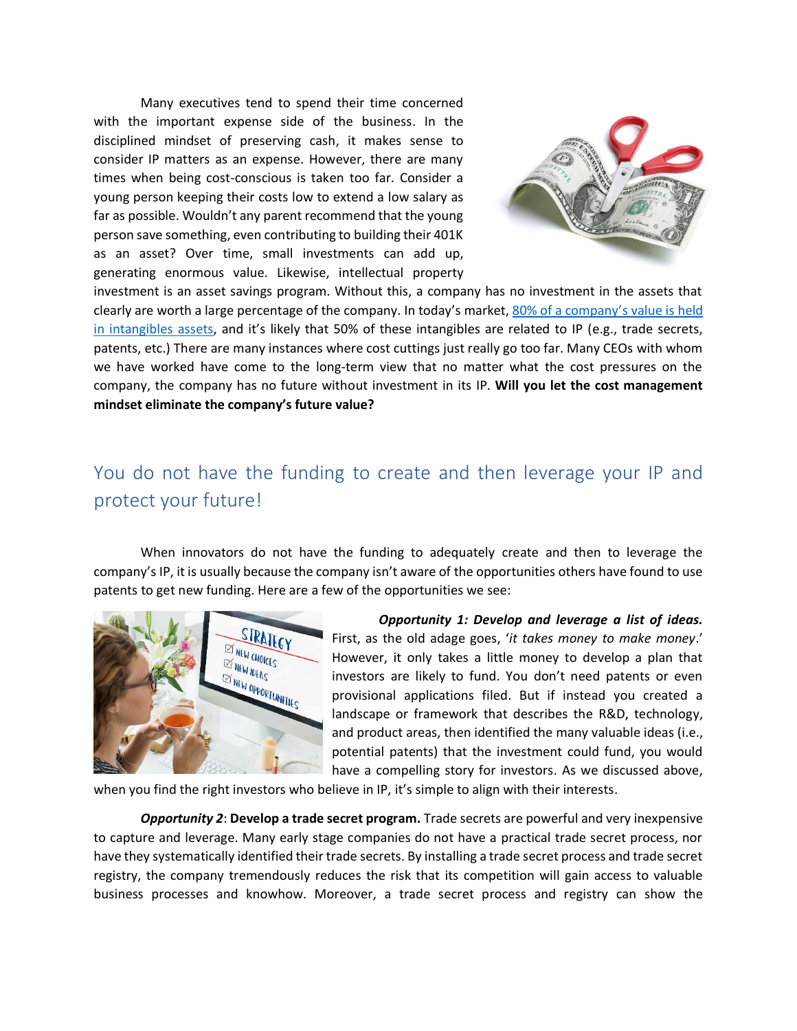Many executives tend to spend their time concerned with the important expense side of the business. In the disciplined mindset of preserving cash, it makes sense to consider IP matters as an expense. However, there are many times when being cost-conscious is taken too far. Consider a young person keeping their costs low to extend a low salary as far as possible. Wouldn't any parent recommend that the young person save something, even contributing to building their 401K as an asset? Over time, small investments can add up, generating enormous value. Likewise, intellectual property investment is an asset savings program. Without this, a company has no investment in the assets that clearly are worth a large percentage of the company. In today's market, [80% of a company's value is held in intangibles assets](), and it's likely that 50% of these intangibles are related to IP (e.g., trade secrets, patents, etc.) There are many instances where cost cuttings just really go too far. Many CEOs with whom we have worked have come to the long-term view that no matter what the cost pressures on the company, the company has no future without investment in its IP. **Will you let the cost management mindset eliminate the company's future value?**

## You do not have the funding to create and then leverage your IP and protect your future!

When innovators do not have the funding to adequately create and then to leverage the company's IP, it is usually because the company isn't aware of the opportunities others have found to use patents to get new funding. Here are a few of the opportunities we see:

***Opportunity 1: Develop and leverage a list of ideas.*** First, as the old adage goes, '*it takes money to make money*.' However, it only takes a little money to develop a plan that investors are likely to fund. You don't need patents or even provisional applications filed. But if instead you created a landscape or framework that describes the R&D, technology, and product areas, then identified the many valuable ideas (i.e., potential patents) that the investment could fund, you would have a compelling story for investors. As we discussed above, when you find the right investors who believe in IP, it's simple to align with their interests.

***Opportunity 2*: Develop a trade secret program.** Trade secrets are powerful and very inexpensive to capture and leverage. Many early stage companies do not have a practical trade secret process, nor have they systematically identified their trade secrets. By installing a trade secret process and trade secret registry, the company tremendously reduces the risk that its competition will gain access to valuable business processes and knowhow. Moreover, a trade secret process and registry can show the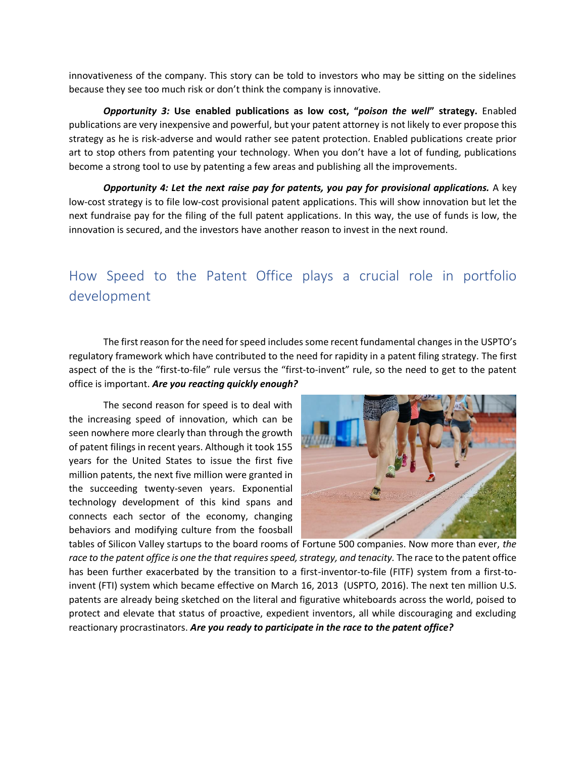innovativeness of the company. This story can be told to investors who may be sitting on the sidelines because they see too much risk or don't think the company is innovative.

***Opportunity 3:*** **Use enabled publications as low cost, "*poison the well*" strategy.** Enabled publications are very inexpensive and powerful, but your patent attorney is not likely to ever propose this strategy as he is risk-adverse and would rather see patent protection. Enabled publications create prior art to stop others from patenting your technology. When you don't have a lot of funding, publications become a strong tool to use by patenting a few areas and publishing all the improvements.

***Opportunity 4: Let the next raise pay for patents, you pay for provisional applications.*** A key low-cost strategy is to file low-cost provisional patent applications. This will show innovation but let the next fundraise pay for the filing of the full patent applications. In this way, the use of funds is low, the innovation is secured, and the investors have another reason to invest in the next round.

## How Speed to the Patent Office plays a crucial role in portfolio development

The first reason for the need for speed includes some recent fundamental changes in the USPTO's regulatory framework which have contributed to the need for rapidity in a patent filing strategy. The first aspect of the is the "first-to-file" rule versus the "first-to-invent" rule, so the need to get to the patent office is important. ***Are you reacting quickly enough?***

The second reason for speed is to deal with the increasing speed of innovation, which can be seen nowhere more clearly than through the growth of patent filings in recent years. Although it took 155 years for the United States to issue the first five million patents, the next five million were granted in the succeeding twenty-seven years. Exponential technology development of this kind spans and connects each sector of the economy, changing behaviors and modifying culture from the foosball tables of Silicon Valley startups to the board rooms of Fortune 500 companies. Now more than ever, *the race to the patent office is one the that requires speed, strategy, and tenacity.* The race to the patent office has been further exacerbated by the transition to a first-inventor-to-file (FITF) system from a first-to-invent (FTI) system which became effective on March 16, 2013 (USPTO, 2016). The next ten million U.S. patents are already being sketched on the literal and figurative whiteboards across the world, poised to protect and elevate that status of proactive, expedient inventors, all while discouraging and excluding reactionary procrastinators. ***Are you ready to participate in the race to the patent office?***